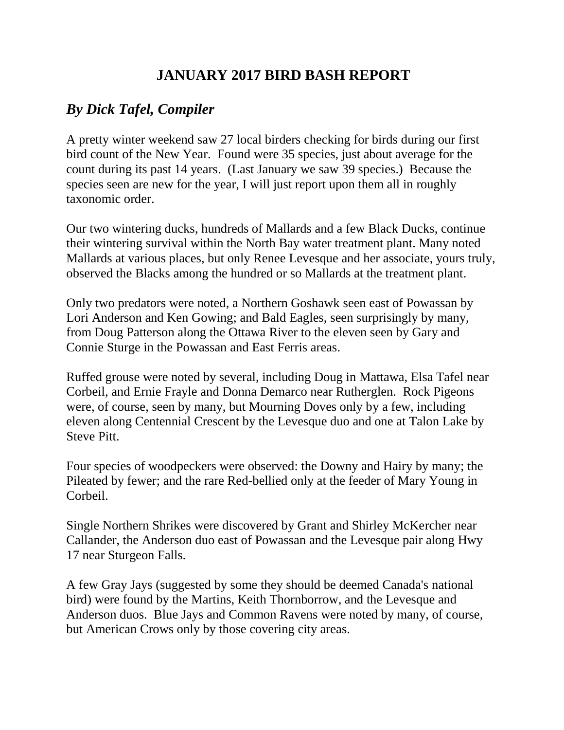# JANUARY 2017 BIRD BASH REPORT

## *By Dick Tafel, Compiler*

A pretty winter weekend saw 27 local birders checking for birds during our first bird count of the New Year. Found were 35 species, just about average for the count during its past 14 years. (Last January we saw 39 species.) Because the species seen are new for the year, I will just report upon them all in roughly taxonomic order.

Our two wintering ducks, hundreds of Mallards and a few Black Ducks, continue their wintering survival within the North Bay water treatment plant. Many noted Mallards at various places, but only Renee Levesque and her associate, yours truly, observed the Blacks among the hundred or so Mallards at the treatment plant.

Only two predators were noted, a Northern Goshawk seen east of Powassan by Lori Anderson and Ken Gowing; and Bald Eagles, seen surprisingly by many, from Doug Patterson along the Ottawa River to the eleven seen by Gary and Connie Sturge in the Powassan and East Ferris areas.

Ruffed grouse were noted by several, including Doug in Mattawa, Elsa Tafel near Corbeil, and Ernie Frayle and Donna Demarco near Rutherglen. Rock Pigeons were, of course, seen by many, but Mourning Doves only by a few, including eleven along Centennial Crescent by the Levesque duo and one at Talon Lake by Steve Pitt.

Four species of woodpeckers were observed: the Downy and Hairy by many; the Pileated by fewer; and the rare Red-bellied only at the feeder of Mary Young in Corbeil.

Single Northern Shrikes were discovered by Grant and Shirley McKercher near Callander, the Anderson duo east of Powassan and the Levesque pair along Hwy 17 near Sturgeon Falls.

A few Gray Jays (suggested by some they should be deemed Canada's national bird) were found by the Martins, Keith Thornborrow, and the Levesque and Anderson duos. Blue Jays and Common Ravens were noted by many, of course, but American Crows only by those covering city areas.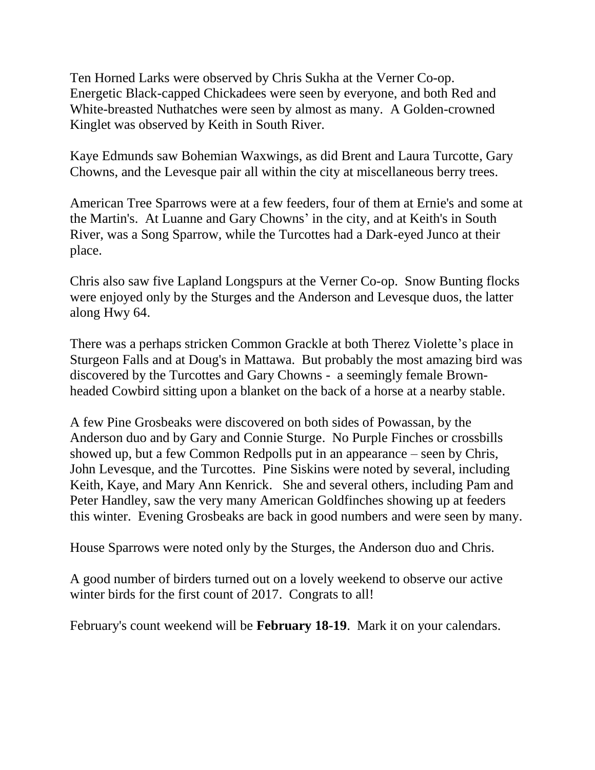Ten Horned Larks were observed by Chris Sukha at the Verner Co-op. Energetic Black-capped Chickadees were seen by everyone, and both Red and White-breasted Nuthatches were seen by almost as many. A Golden-crowned Kinglet was observed by Keith in South River.

Kaye Edmunds saw Bohemian Waxwings, as did Brent and Laura Turcotte, Gary Chowns, and the Levesque pair all within the city at miscellaneous berry trees.

American Tree Sparrows were at a few feeders, four of them at Ernie's and some at the Martin's. At Luanne and Gary Chowns' in the city, and at Keith's in South River, was a Song Sparrow, while the Turcottes had a Dark-eyed Junco at their place.

Chris also saw five Lapland Longspurs at the Verner Co-op. Snow Bunting flocks were enjoyed only by the Sturges and the Anderson and Levesque duos, the latter along Hwy 64.

There was a perhaps stricken Common Grackle at both Therez Violette's place in Sturgeon Falls and at Doug's in Mattawa. But probably the most amazing bird was discovered by the Turcottes and Gary Chowns - a seemingly female Brown-headed Cowbird sitting upon a blanket on the back of a horse at a nearby stable.

A few Pine Grosbeaks were discovered on both sides of Powassan, by the Anderson duo and by Gary and Connie Sturge. No Purple Finches or crossbills showed up, but a few Common Redpolls put in an appearance – seen by Chris, John Levesque, and the Turcottes. Pine Siskins were noted by several, including Keith, Kaye, and Mary Ann Kenrick. She and several others, including Pam and Peter Handley, saw the very many American Goldfinches showing up at feeders this winter. Evening Grosbeaks are back in good numbers and were seen by many.

House Sparrows were noted only by the Sturges, the Anderson duo and Chris.

A good number of birders turned out on a lovely weekend to observe our active winter birds for the first count of 2017. Congrats to all!

February's count weekend will be **February 18-19**. Mark it on your calendars.